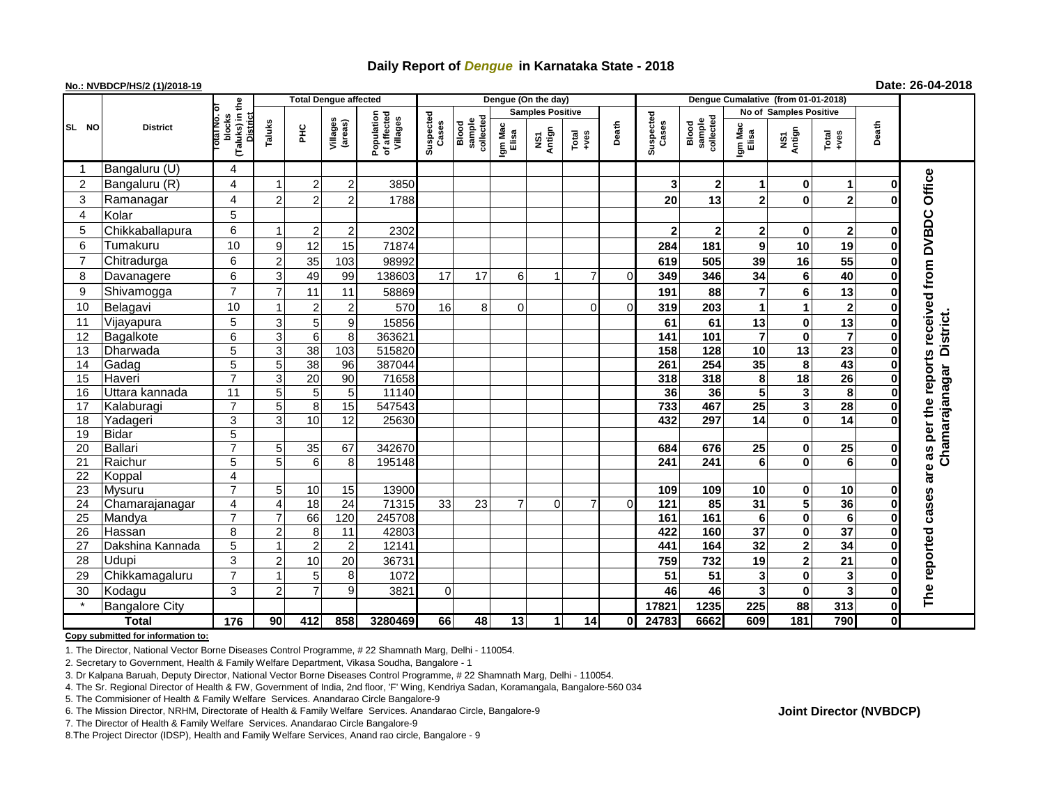# Daily Report of *Dengue* in Karnataka State - 2018

**No.: NVBDCP/HS/2 (1)/2018-19**

**Date: 26-04-2018**

| SL NO | District | Total No. of blocks (Taluks) in the District | Total Dengue affected | | | | Dengue (On the day) | | | | | | | Dengue Cumalative (from 01-01-2018) | | | | | | | |
|---|---|---|---|---|---|---|---|---|---|---|---|---|---|---|---|---|---|---|---|---|
| | | | Taluks | PHC | Villages (areas) | Population of affected Villages | Suspected Cases | Blood sample collected | Samples Positive | | | Death | Suspected Cases | Blood sample collected | No of Samples Positive | | | Death | |
| | | | | | | | | | Igm Mac Elisa | NS1 Antign | Total +ves | | | | Igm Mac Elisa | NS1 Antign | Total +ves | | |
| 1 | Bangaluru (U) | 4 | | | | | | | | | | | | | | | | | The reported cases are as per the reports received from DVBDC Office Chamarajanagar District. |
| 2 | Bangaluru (R) | 4 | 1 | 2 | 2 | 3850 | | | | | | | 3 | 2 | 1 | 0 | 1 | 0 | |
| 3 | Ramanagar | 4 | 2 | 2 | 2 | 1788 | | | | | | | 20 | 13 | 2 | 0 | 2 | 0 | |
| 4 | Kolar | 5 | | | | | | | | | | | | | | | | | |
| 5 | Chikkaballapura | 6 | 1 | 2 | 2 | 2302 | | | | | | | 2 | 2 | 2 | 0 | 2 | 0 | |
| 6 | Tumakuru | 10 | 9 | 12 | 15 | 71874 | | | | | | | 284 | 181 | 9 | 10 | 19 | 0 | |
| 7 | Chitradurga | 6 | 2 | 35 | 103 | 98992 | | | | | | | 619 | 505 | 39 | 16 | 55 | 0 | |
| 8 | Davanagere | 6 | 3 | 49 | 99 | 138603 | 17 | 17 | 6 | 1 | 7 | 0 | 349 | 346 | 34 | 6 | 40 | 0 | |
| 9 | Shivamogga | 7 | 7 | 11 | 11 | 58869 | | | | | | | 191 | 88 | 7 | 6 | 13 | 0 | |
| 10 | Belagavi | 10 | 1 | 2 | 2 | 570 | 16 | 8 | 0 | | 0 | 0 | 319 | 203 | 1 | 1 | 2 | 0 | |
| 11 | Vijayapura | 5 | 3 | 5 | 9 | 15856 | | | | | | | 61 | 61 | 13 | 0 | 13 | 0 | |
| 12 | Bagalkote | 6 | 3 | 6 | 8 | 363621 | | | | | | | 141 | 101 | 7 | 0 | 7 | 0 | |
| 13 | Dharwada | 5 | 3 | 38 | 103 | 515820 | | | | | | | 158 | 128 | 10 | 13 | 23 | 0 | |
| 14 | Gadag | 5 | 5 | 38 | 96 | 387044 | | | | | | | 261 | 254 | 35 | 8 | 43 | 0 | |
| 15 | Haveri | 7 | 3 | 20 | 90 | 71658 | | | | | | | 318 | 318 | 8 | 18 | 26 | 0 | |
| 16 | Uttara kannada | 11 | 5 | 5 | 5 | 11140 | | | | | | | 36 | 36 | 5 | 3 | 8 | 0 | |
| 17 | Kalaburagi | 7 | 5 | 8 | 15 | 547543 | | | | | | | 733 | 467 | 25 | 3 | 28 | 0 | |
| 18 | Yadageri | 3 | 3 | 10 | 12 | 25630 | | | | | | | 432 | 297 | 14 | 0 | 14 | 0 | |
| 19 | Bidar | 5 | | | | | | | | | | | | | | | | | |
| 20 | Ballari | 7 | 5 | 35 | 67 | 342670 | | | | | | | 684 | 676 | 25 | 0 | 25 | 0 | |
| 21 | Raichur | 5 | 5 | 6 | 8 | 195148 | | | | | | | 241 | 241 | 6 | 0 | 6 | 0 | |
| 22 | Koppal | 4 | | | | | | | | | | | | | | | | | |
| 23 | Mysuru | 7 | 5 | 10 | 15 | 13900 | | | | | | | 109 | 109 | 10 | 0 | 10 | 0 | |
| 24 | Chamarajanagar | 4 | 4 | 18 | 24 | 71315 | 33 | 23 | 7 | 0 | 7 | 0 | 121 | 85 | 31 | 5 | 36 | 0 | |
| 25 | Mandya | 7 | 7 | 66 | 120 | 245708 | | | | | | | 161 | 161 | 6 | 0 | 6 | 0 | |
| 26 | Hassan | 8 | 2 | 8 | 11 | 42803 | | | | | | | 422 | 160 | 37 | 0 | 37 | 0 | |
| 27 | Dakshina Kannada | 5 | 1 | 2 | 2 | 12141 | | | | | | | 441 | 164 | 32 | 2 | 34 | 0 | |
| 28 | Udupi | 3 | 2 | 10 | 20 | 36731 | | | | | | | 759 | 732 | 19 | 2 | 21 | 0 | |
| 29 | Chikkamagaluru | 7 | 1 | 5 | 8 | 1072 | | | | | | | 51 | 51 | 3 | 0 | 3 | 0 | |
| 30 | Kodagu | 3 | 2 | 7 | 9 | 3821 | 0 | | | | | | 46 | 46 | 3 | 0 | 3 | 0 | |
| * | Bangalore City | | | | | | | | | | | | 17821 | 1235 | 225 | 88 | 313 | 0 | |
| **Total** | | **176** | **90** | **412** | **858** | **3280469** | **66** | **48** | **13** | **1** | **14** | **0** | **24783** | **6662** | **609** | **181** | **790** | **0** | |

**Copy submitted for information to:**

1. The Director, National Vector Borne Diseases Control Programme, # 22 Shamnath Marg, Delhi - 110054.
2. Secretary to Government, Health & Family Welfare Department, Vikasa Soudha, Bangalore - 1
3. Dr Kalpana Baruah, Deputy Director, National Vector Borne Diseases Control Programme, # 22 Shamnath Marg, Delhi - 110054.
4. The Sr. Regional Director of Health & FW, Government of India, 2nd floor, 'F' Wing, Kendriya Sadan, Koramangala, Bangalore-560 034
5. The Commisioner of Health & Family Welfare Services. Anandarao Circle Bangalore-9
6. The Mission Director, NRHM, Directorate of Health & Family Welfare Services. Anandarao Circle, Bangalore-9
7. The Director of Health & Family Welfare Services. Anandarao Circle Bangalore-9
8. The Project Director (IDSP), Health and Family Welfare Services, Anand rao circle, Bangalore - 9

**Joint Director (NVBDCP)**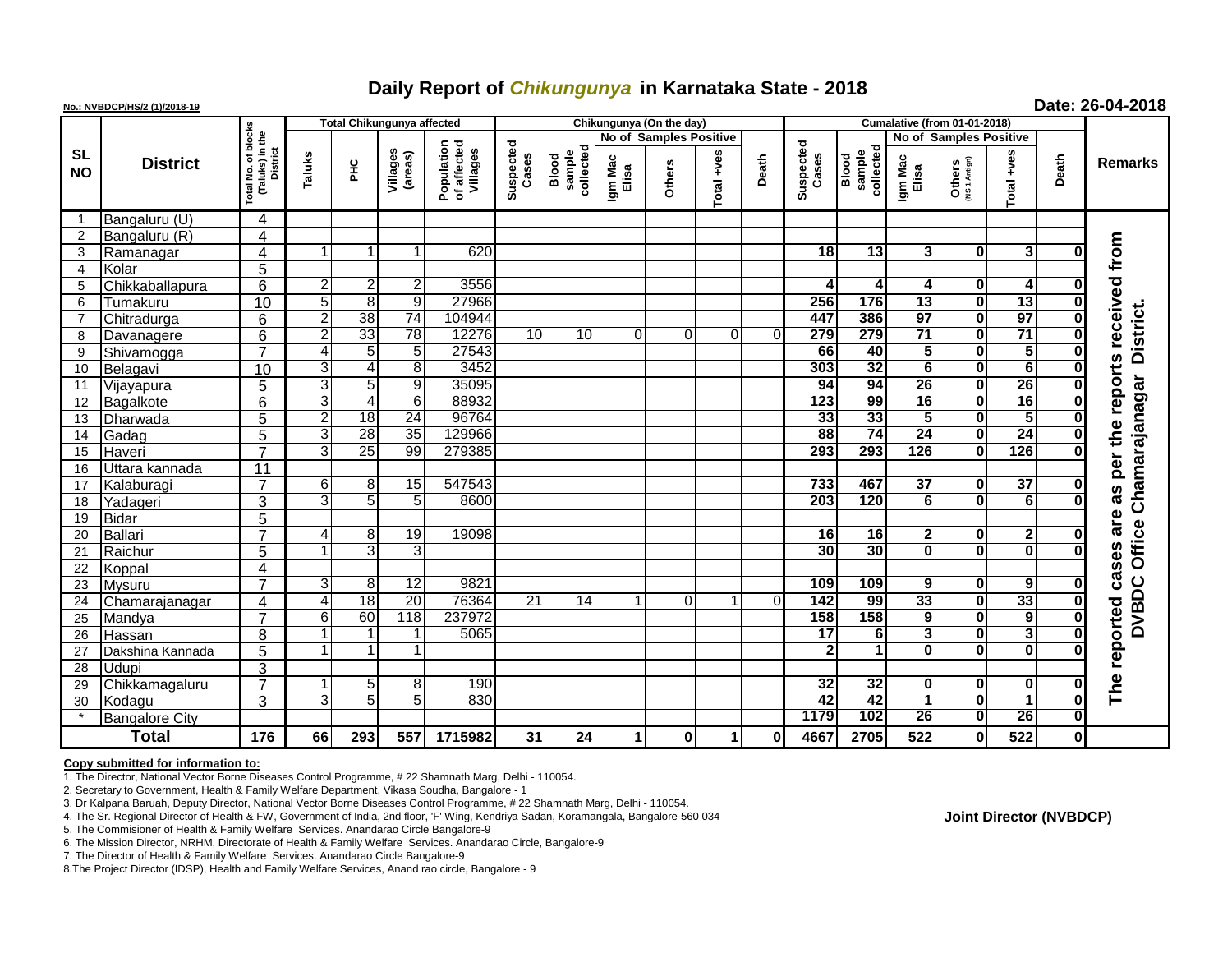# Daily Report of *Chikungunya* in Karnataka State - 2018

**No.: NVBDCP/HS/2 (1)/2018-19**

**Date: 26-04-2018**

| SL NO | District | Total No. of blocks (Taluks) in the District | Total Chikungunya affected | | | | Chikungunya (On the day) | | | | | | Cumalative (from 01-01-2018) | | | | | | Remarks |
|---|---|---|---|---|---|---|---|---|---|---|---|---|---|---|---|---|---|---|---|
| | | | Taluks | PHC | Villages (areas) | Population of affected Villages | Suspected Cases | Blood sample collected | No of Samples Positive | | | Death | Suspected Cases | Blood sample collected | No of Samples Positive | | | Death | |
| | | | | | | | | | Igm Mac Elisa | Others | Total +ves | | | | Igm Mac Elisa | Others (NS 1 Antign) | Total +ves | | |
| 1 | Bangaluru (U) | 4 | | | | | | | | | | | | | | | | | The reported cases are as per the reports received from DVBDC Office Chamarajanagar District. |
| 2 | Bangaluru (R) | 4 | | | | | | | | | | | | | | | | | |
| 3 | Ramanagar | 4 | 1 | 1 | 1 | 620 | | | | | | | 18 | 13 | 3 | 0 | 3 | 0 | |
| 4 | Kolar | 5 | | | | | | | | | | | | | | | | | |
| 5 | Chikkaballapura | 6 | 2 | 2 | 2 | 3556 | | | | | | | 4 | 4 | 4 | 0 | 4 | 0 | |
| 6 | Tumakuru | 10 | 5 | 8 | 9 | 27966 | | | | | | | 256 | 176 | 13 | 0 | 13 | 0 | |
| 7 | Chitradurga | 6 | 2 | 38 | 74 | 104944 | | | | | | | 447 | 386 | 97 | 0 | 97 | 0 | |
| 8 | Davanagere | 6 | 2 | 33 | 78 | 12276 | 10 | 10 | 0 | 0 | 0 | 0 | 279 | 279 | 71 | 0 | 71 | 0 | |
| 9 | Shivamogga | 7 | 4 | 5 | 5 | 27543 | | | | | | | 66 | 40 | 5 | 0 | 5 | 0 | |
| 10 | Belagavi | 10 | 3 | 4 | 8 | 3452 | | | | | | | 303 | 32 | 6 | 0 | 6 | 0 | |
| 11 | Vijayapura | 5 | 3 | 5 | 9 | 35095 | | | | | | | 94 | 94 | 26 | 0 | 26 | 0 | |
| 12 | Bagalkote | 6 | 3 | 4 | 6 | 88932 | | | | | | | 123 | 99 | 16 | 0 | 16 | 0 | |
| 13 | Dharwada | 5 | 2 | 18 | 24 | 96764 | | | | | | | 33 | 33 | 5 | 0 | 5 | 0 | |
| 14 | Gadag | 5 | 3 | 28 | 35 | 129966 | | | | | | | 88 | 74 | 24 | 0 | 24 | 0 | |
| 15 | Haveri | 7 | 3 | 25 | 99 | 279385 | | | | | | | 293 | 293 | 126 | 0 | 126 | 0 | |
| 16 | Uttara kannada | 11 | | | | | | | | | | | | | | | | | |
| 17 | Kalaburagi | 7 | 6 | 8 | 15 | 547543 | | | | | | | 733 | 467 | 37 | 0 | 37 | 0 | |
| 18 | Yadageri | 3 | 3 | 5 | 5 | 8600 | | | | | | | 203 | 120 | 6 | 0 | 6 | 0 | |
| 19 | Bidar | 5 | | | | | | | | | | | | | | | | | |
| 20 | Ballari | 7 | 4 | 8 | 19 | 19098 | | | | | | | 16 | 16 | 2 | 0 | 2 | 0 | |
| 21 | Raichur | 5 | 1 | 3 | 3 | | | | | | | | 30 | 30 | 0 | 0 | 0 | 0 | |
| 22 | Koppal | 4 | | | | | | | | | | | | | | | | | |
| 23 | Mysuru | 7 | 3 | 8 | 12 | 9821 | | | | | | | 109 | 109 | 9 | 0 | 9 | 0 | |
| 24 | Chamarajanagar | 4 | 4 | 18 | 20 | 76364 | 21 | 14 | 1 | 0 | 1 | 0 | 142 | 99 | 33 | 0 | 33 | 0 | |
| 25 | Mandya | 7 | 6 | 60 | 118 | 237972 | | | | | | | 158 | 158 | 9 | 0 | 9 | 0 | |
| 26 | Hassan | 8 | 1 | 1 | 1 | 5065 | | | | | | | 17 | 6 | 3 | 0 | 3 | 0 | |
| 27 | Dakshina Kannada | 5 | 1 | 1 | 1 | | | | | | | | 2 | 1 | 0 | 0 | 0 | 0 | |
| 28 | Udupi | 3 | | | | | | | | | | | | | | | | | |
| 29 | Chikkamagaluru | 7 | 1 | 5 | 8 | 190 | | | | | | | 32 | 32 | 0 | 0 | 0 | 0 | |
| 30 | Kodagu | 3 | 3 | 5 | 5 | 830 | | | | | | | 42 | 42 | 1 | 0 | 1 | 0 | |
| * | Bangalore City | | | | | | | | | | | | 1179 | 102 | 26 | 0 | 26 | 0 | |
| **Total** | | **176** | **66** | **293** | **557** | **1715982** | **31** | **24** | **1** | **0** | **1** | **0** | **4667** | **2705** | **522** | **0** | **522** | **0** | |

**Copy submitted for information to:**

1. The Director, National Vector Borne Diseases Control Programme, # 22 Shamnath Marg, Delhi - 110054.
2. Secretary to Government, Health & Family Welfare Department, Vikasa Soudha, Bangalore - 1
3. Dr Kalpana Baruah, Deputy Director, National Vector Borne Diseases Control Programme, # 22 Shamnath Marg, Delhi - 110054.
4. The Sr. Regional Director of Health & FW, Government of India, 2nd floor, 'F' Wing, Kendriya Sadan, Koramangala, Bangalore-560 034
5. The Commisioner of Health & Family Welfare Services. Anandarao Circle Bangalore-9
6. The Mission Director, NRHM, Directorate of Health & Family Welfare Services. Anandarao Circle, Bangalore-9
7. The Director of Health & Family Welfare Services. Anandarao Circle Bangalore-9
8. The Project Director (IDSP), Health and Family Welfare Services, Anand rao circle, Bangalore - 9

**Joint Director (NVBDCP)**